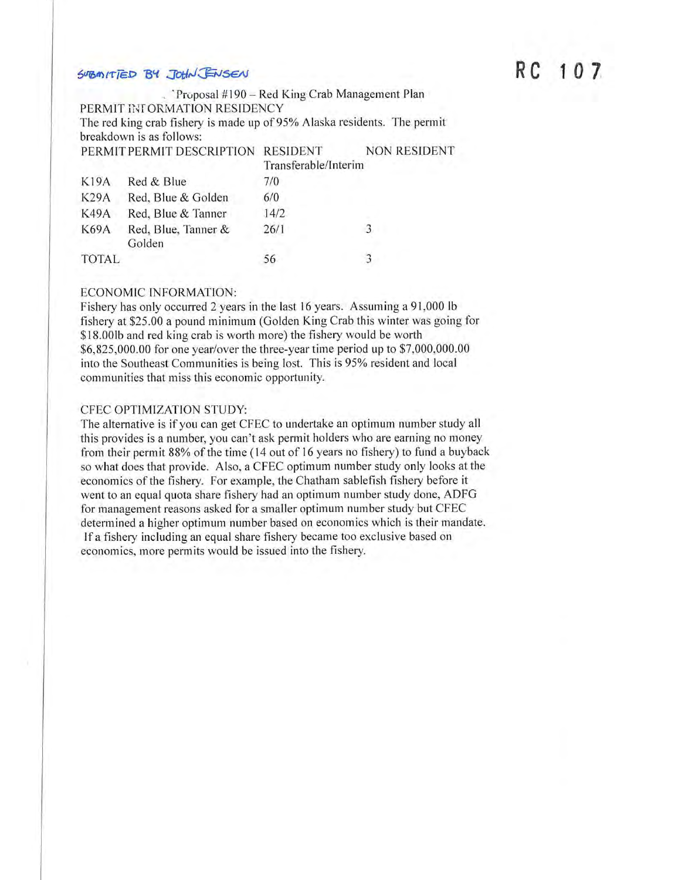SUBMITTED BY JOHN JENSEN

RC 107

Proposal #190 – Red King Crab Management Plan

PERMIT INFORMATION RESIDENCY

The red king crab fishery is made up of 95% Alaska residents. The permit breakdown is as follows:

| PERMIT | PERMIT DESCRIPTION | RESIDENT Transferable/Interim | NON RESIDENT |
|---|---|---|---|
| K19A | Red & Blue | 7/0 | |
| K29A | Red, Blue & Golden | 6/0 | |
| K49A | Red, Blue & Tanner | 14/2 | |
| K69A | Red, Blue, Tanner & Golden | 26/1 | 3 |
| TOTAL | | 56 | 3 |

ECONOMIC INFORMATION:

Fishery has only occurred 2 years in the last 16 years. Assuming a 91,000 lb fishery at $25.00 a pound minimum (Golden King Crab this winter was going for $18.00lb and red king crab is worth more) the fishery would be worth $6,825,000.00 for one year/over the three-year time period up to $7,000,000.00 into the Southeast Communities is being lost. This is 95% resident and local communities that miss this economic opportunity.

CFEC OPTIMIZATION STUDY:

The alternative is if you can get CFEC to undertake an optimum number study all this provides is a number, you can't ask permit holders who are earning no money from their permit 88% of the time (14 out of 16 years no fishery) to fund a buyback so what does that provide. Also, a CFEC optimum number study only looks at the economics of the fishery. For example, the Chatham sablefish fishery before it went to an equal quota share fishery had an optimum number study done, ADFG for management reasons asked for a smaller optimum number study but CFEC determined a higher optimum number based on economics which is their mandate. If a fishery including an equal share fishery became too exclusive based on economics, more permits would be issued into the fishery.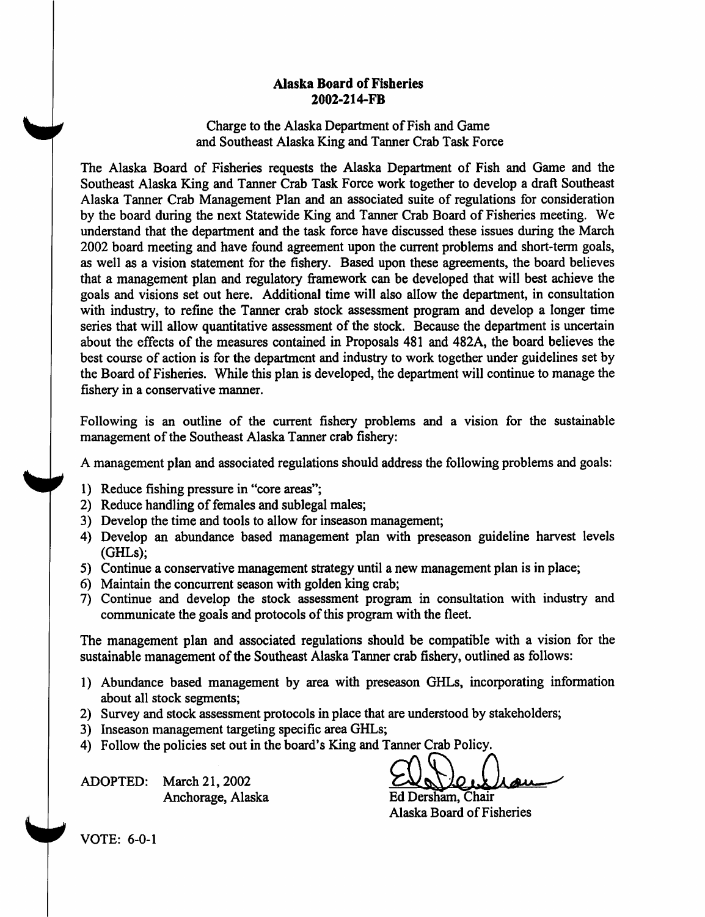**Alaska Board of Fisheries**
**2002-214-FB**

Charge to the Alaska Department of Fish and Game
and Southeast Alaska King and Tanner Crab Task Force

The Alaska Board of Fisheries requests the Alaska Department of Fish and Game and the Southeast Alaska King and Tanner Crab Task Force work together to develop a draft Southeast Alaska Tanner Crab Management Plan and an associated suite of regulations for consideration by the board during the next Statewide King and Tanner Crab Board of Fisheries meeting. We understand that the department and the task force have discussed these issues during the March 2002 board meeting and have found agreement upon the current problems and short-term goals, as well as a vision statement for the fishery. Based upon these agreements, the board believes that a management plan and regulatory framework can be developed that will best achieve the goals and visions set out here. Additional time will also allow the department, in consultation with industry, to refine the Tanner crab stock assessment program and develop a longer time series that will allow quantitative assessment of the stock. Because the department is uncertain about the effects of the measures contained in Proposals 481 and 482A, the board believes the best course of action is for the department and industry to work together under guidelines set by the Board of Fisheries. While this plan is developed, the department will continue to manage the fishery in a conservative manner.

Following is an outline of the current fishery problems and a vision for the sustainable management of the Southeast Alaska Tanner crab fishery:

A management plan and associated regulations should address the following problems and goals:

1) Reduce fishing pressure in "core areas";
2) Reduce handling of females and sublegal males;
3) Develop the time and tools to allow for inseason management;
4) Develop an abundance based management plan with preseason guideline harvest levels (GHLs);
5) Continue a conservative management strategy until a new management plan is in place;
6) Maintain the concurrent season with golden king crab;
7) Continue and develop the stock assessment program in consultation with industry and communicate the goals and protocols of this program with the fleet.

The management plan and associated regulations should be compatible with a vision for the sustainable management of the Southeast Alaska Tanner crab fishery, outlined as follows:

1) Abundance based management by area with preseason GHLs, incorporating information about all stock segments;
2) Survey and stock assessment protocols in place that are understood by stakeholders;
3) Inseason management targeting specific area GHLs;
4) Follow the policies set out in the board's King and Tanner Crab Policy.

ADOPTED: March 21, 2002
Anchorage, Alaska

Ed Dersham, Chair
Alaska Board of Fisheries

VOTE: 6-0-1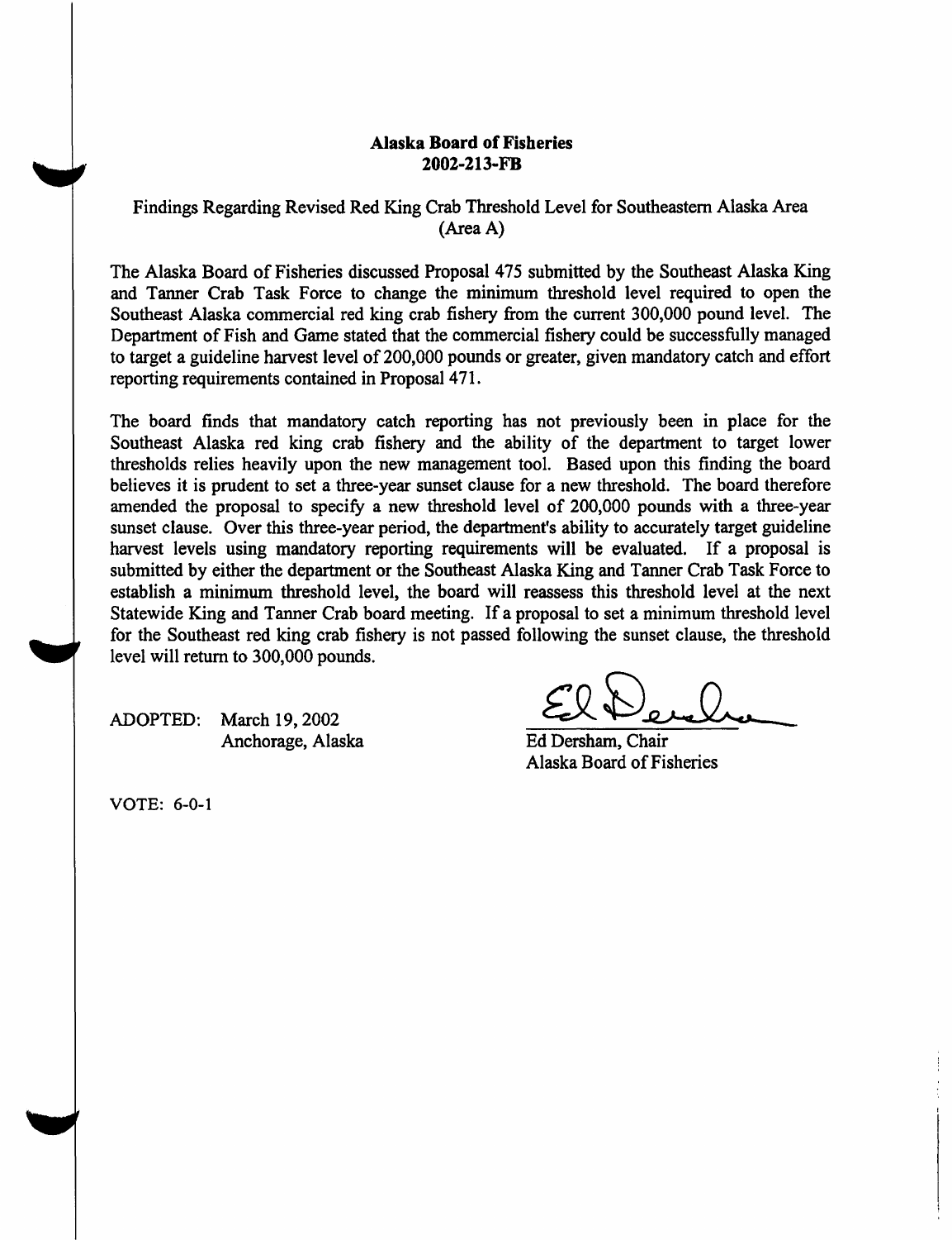**Alaska Board of Fisheries**
**2002-213-FB**

Findings Regarding Revised Red King Crab Threshold Level for Southeastern Alaska Area (Area A)

The Alaska Board of Fisheries discussed Proposal 475 submitted by the Southeast Alaska King and Tanner Crab Task Force to change the minimum threshold level required to open the Southeast Alaska commercial red king crab fishery from the current 300,000 pound level. The Department of Fish and Game stated that the commercial fishery could be successfully managed to target a guideline harvest level of 200,000 pounds or greater, given mandatory catch and effort reporting requirements contained in Proposal 471.

The board finds that mandatory catch reporting has not previously been in place for the Southeast Alaska red king crab fishery and the ability of the department to target lower thresholds relies heavily upon the new management tool. Based upon this finding the board believes it is prudent to set a three-year sunset clause for a new threshold. The board therefore amended the proposal to specify a new threshold level of 200,000 pounds with a three-year sunset clause. Over this three-year period, the department's ability to accurately target guideline harvest levels using mandatory reporting requirements will be evaluated. If a proposal is submitted by either the department or the Southeast Alaska King and Tanner Crab Task Force to establish a minimum threshold level, the board will reassess this threshold level at the next Statewide King and Tanner Crab board meeting. If a proposal to set a minimum threshold level for the Southeast red king crab fishery is not passed following the sunset clause, the threshold level will return to 300,000 pounds.

ADOPTED: March 19, 2002
Anchorage, Alaska

Ed Dersham, Chair
Alaska Board of Fisheries

VOTE: 6-0-1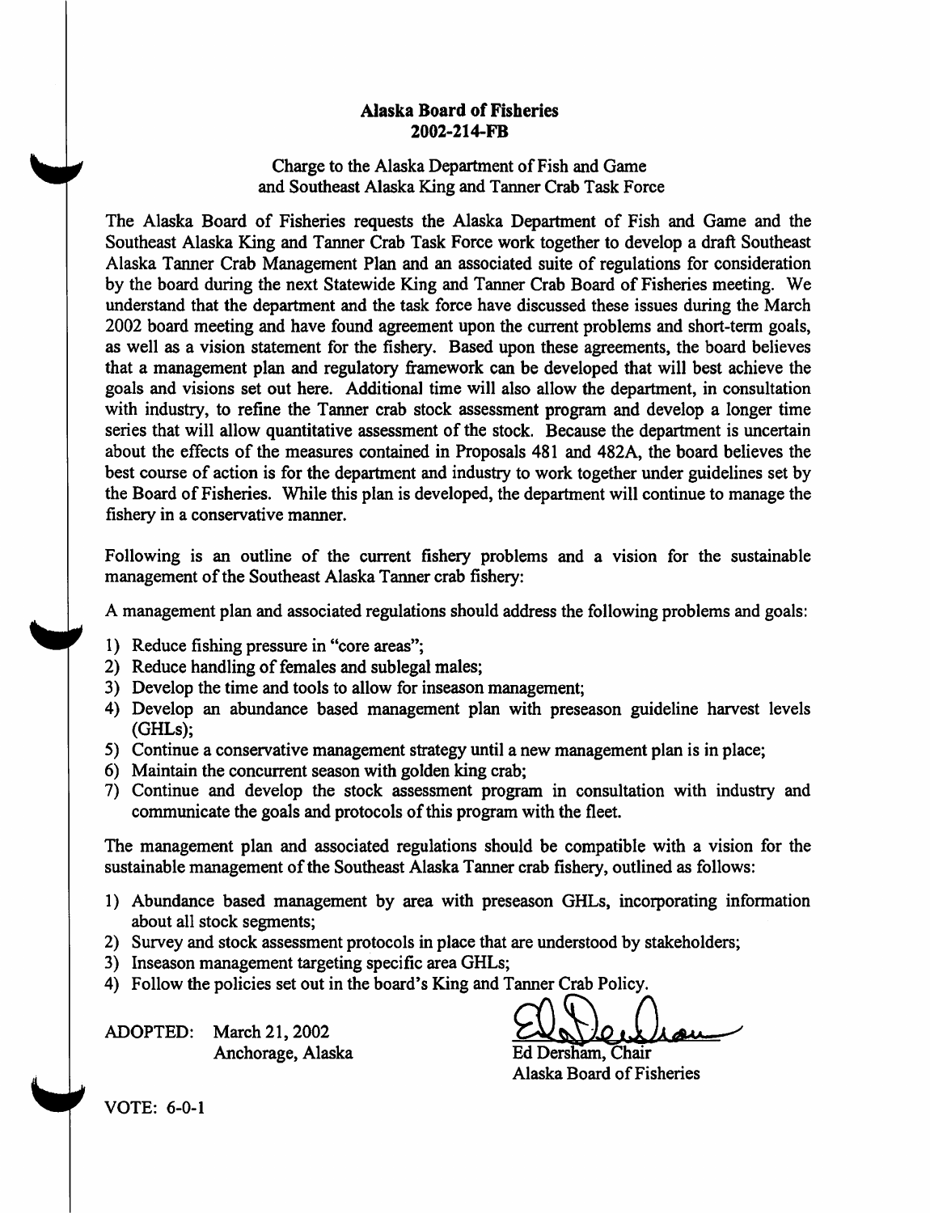**Alaska Board of Fisheries**
**2002-214-FB**

Charge to the Alaska Department of Fish and Game
and Southeast Alaska King and Tanner Crab Task Force

The Alaska Board of Fisheries requests the Alaska Department of Fish and Game and the Southeast Alaska King and Tanner Crab Task Force work together to develop a draft Southeast Alaska Tanner Crab Management Plan and an associated suite of regulations for consideration by the board during the next Statewide King and Tanner Crab Board of Fisheries meeting. We understand that the department and the task force have discussed these issues during the March 2002 board meeting and have found agreement upon the current problems and short-term goals, as well as a vision statement for the fishery. Based upon these agreements, the board believes that a management plan and regulatory framework can be developed that will best achieve the goals and visions set out here. Additional time will also allow the department, in consultation with industry, to refine the Tanner crab stock assessment program and develop a longer time series that will allow quantitative assessment of the stock. Because the department is uncertain about the effects of the measures contained in Proposals 481 and 482A, the board believes the best course of action is for the department and industry to work together under guidelines set by the Board of Fisheries. While this plan is developed, the department will continue to manage the fishery in a conservative manner.

Following is an outline of the current fishery problems and a vision for the sustainable management of the Southeast Alaska Tanner crab fishery:

A management plan and associated regulations should address the following problems and goals:

1) Reduce fishing pressure in "core areas";
2) Reduce handling of females and sublegal males;
3) Develop the time and tools to allow for inseason management;
4) Develop an abundance based management plan with preseason guideline harvest levels (GHLs);
5) Continue a conservative management strategy until a new management plan is in place;
6) Maintain the concurrent season with golden king crab;
7) Continue and develop the stock assessment program in consultation with industry and communicate the goals and protocols of this program with the fleet.

The management plan and associated regulations should be compatible with a vision for the sustainable management of the Southeast Alaska Tanner crab fishery, outlined as follows:

1) Abundance based management by area with preseason GHLs, incorporating information about all stock segments;
2) Survey and stock assessment protocols in place that are understood by stakeholders;
3) Inseason management targeting specific area GHLs;
4) Follow the policies set out in the board's King and Tanner Crab Policy.

ADOPTED: March 21, 2002
Anchorage, Alaska

Ed Dersham, Chair
Alaska Board of Fisheries

VOTE: 6-0-1